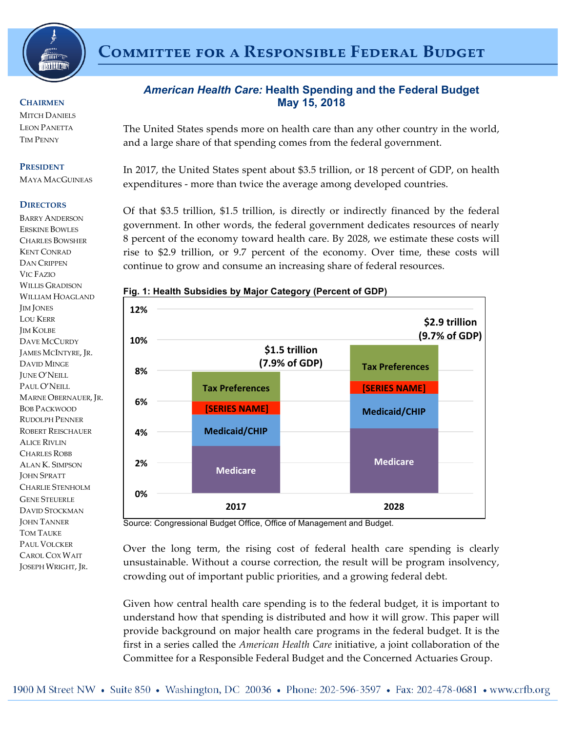# Committee for a Responsible Federal Budget

**Chairmen**
Mitch Daniels
Leon Panetta
Tim Penny

**President**
Maya MacGuineas

**Directors**
Barry Anderson
Erskine Bowles
Charles Bowsher
Kent Conrad
Dan Crippen
Vic Fazio
Willis Gradison
William Hoagland
Jim Jones
Lou Kerr
Jim Kolbe
Dave McCurdy
James McIntyre, Jr.
David Minge
June O'Neill
Paul O'Neill
Marne Obernauer, Jr.
Bob Packwood
Rudolph Penner
Robert Reischauer
Alice Rivlin
Charles Robb
Alan K. Simpson
John Spratt
Charlie Stenholm
Gene Steuerle
David Stockman
John Tanner
Tom Tauke
Paul Volcker
Carol Cox Wait
Joseph Wright, Jr.

## *American Health Care:* Health Spending and the Federal Budget
**May 15, 2018**

The United States spends more on health care than any other country in the world, and a large share of that spending comes from the federal government.

In 2017, the United States spent about $3.5 trillion, or 18 percent of GDP, on health expenditures - more than twice the average among developed countries.

Of that $3.5 trillion, $1.5 trillion, is directly or indirectly financed by the federal government. In other words, the federal government dedicates resources of nearly 8 percent of the economy toward health care. By 2028, we estimate these costs will rise to $2.9 trillion, or 9.7 percent of the economy. Over time, these costs will continue to grow and consume an increasing share of federal resources.

**Fig. 1: Health Subsidies by Major Category (Percent of GDP)**

| | 2017 | 2028 |
|---|---|---|
| Total | $1.5 trillion (7.9% of GDP) | $2.9 trillion (9.7% of GDP) |
| Stack (bottom to top) | Medicare, Medicaid/CHIP, [SERIES NAME], Tax Preferences | Medicare, Medicaid/CHIP, [SERIES NAME], Tax Preferences |

Source: Congressional Budget Office, Office of Management and Budget.

Over the long term, the rising cost of federal health care spending is clearly unsustainable. Without a course correction, the result will be program insolvency, crowding out of important public priorities, and a growing federal debt.

Given how central health care spending is to the federal budget, it is important to understand how that spending is distributed and how it will grow. This paper will provide background on major health care programs in the federal budget. It is the first in a series called the *American Health Care* initiative, a joint collaboration of the Committee for a Responsible Federal Budget and the Concerned Actuaries Group.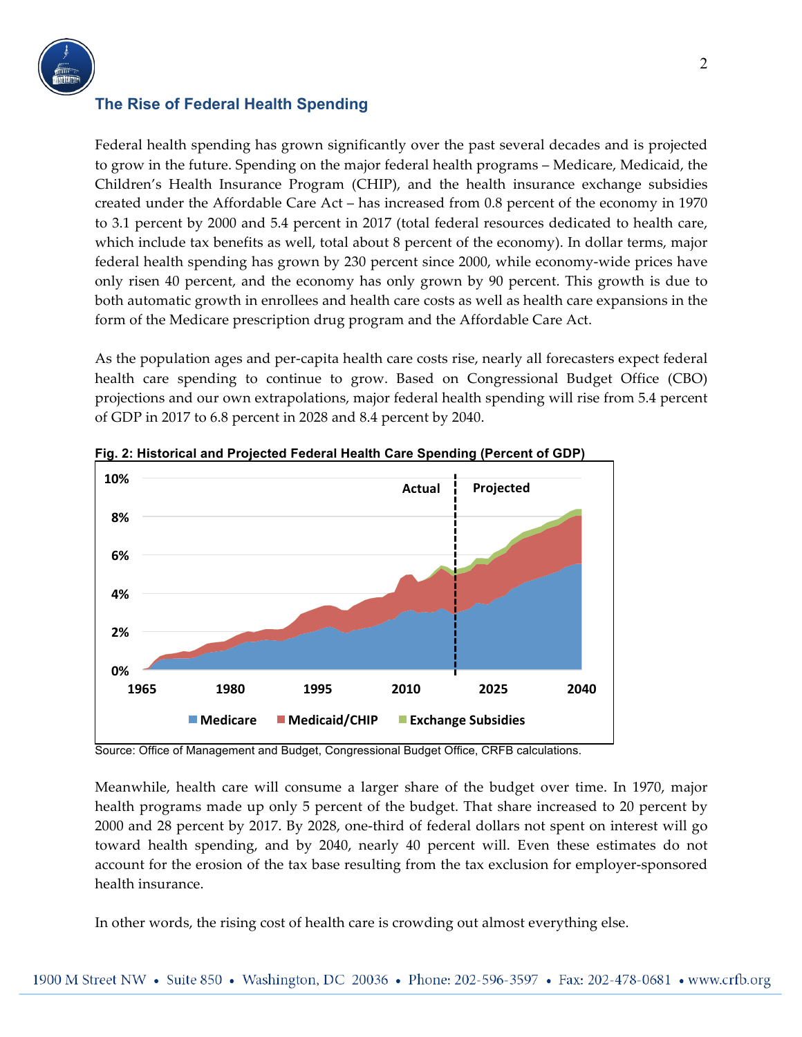## The Rise of Federal Health Spending

Federal health spending has grown significantly over the past several decades and is projected to grow in the future. Spending on the major federal health programs – Medicare, Medicaid, the Children's Health Insurance Program (CHIP), and the health insurance exchange subsidies created under the Affordable Care Act – has increased from 0.8 percent of the economy in 1970 to 3.1 percent by 2000 and 5.4 percent in 2017 (total federal resources dedicated to health care, which include tax benefits as well, total about 8 percent of the economy). In dollar terms, major federal health spending has grown by 230 percent since 2000, while economy-wide prices have only risen 40 percent, and the economy has only grown by 90 percent. This growth is due to both automatic growth in enrollees and health care costs as well as health care expansions in the form of the Medicare prescription drug program and the Affordable Care Act.

As the population ages and per-capita health care costs rise, nearly all forecasters expect federal health care spending to continue to grow. Based on Congressional Budget Office (CBO) projections and our own extrapolations, major federal health spending will rise from 5.4 percent of GDP in 2017 to 6.8 percent in 2028 and 8.4 percent by 2040.

**Fig. 2: Historical and Projected Federal Health Care Spending (Percent of GDP)**

Source: Office of Management and Budget, Congressional Budget Office, CRFB calculations.

Meanwhile, health care will consume a larger share of the budget over time. In 1970, major health programs made up only 5 percent of the budget. That share increased to 20 percent by 2000 and 28 percent by 2017. By 2028, one-third of federal dollars not spent on interest will go toward health spending, and by 2040, nearly 40 percent will. Even these estimates do not account for the erosion of the tax base resulting from the tax exclusion for employer-sponsored health insurance.

In other words, the rising cost of health care is crowding out almost everything else.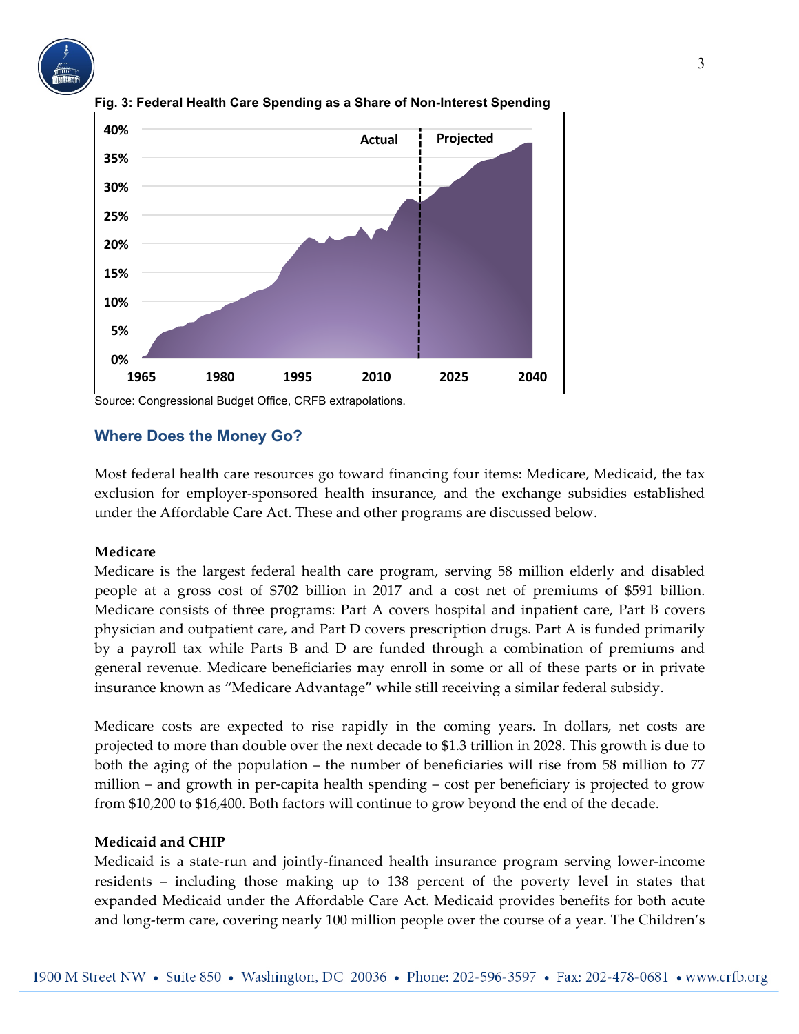**Fig. 3: Federal Health Care Spending as a Share of Non-Interest Spending**

Source: Congressional Budget Office, CRFB extrapolations.

## Where Does the Money Go?

Most federal health care resources go toward financing four items: Medicare, Medicaid, the tax exclusion for employer-sponsored health insurance, and the exchange subsidies established under the Affordable Care Act. These and other programs are discussed below.

**Medicare**

Medicare is the largest federal health care program, serving 58 million elderly and disabled people at a gross cost of $702 billion in 2017 and a cost net of premiums of $591 billion. Medicare consists of three programs: Part A covers hospital and inpatient care, Part B covers physician and outpatient care, and Part D covers prescription drugs. Part A is funded primarily by a payroll tax while Parts B and D are funded through a combination of premiums and general revenue. Medicare beneficiaries may enroll in some or all of these parts or in private insurance known as "Medicare Advantage" while still receiving a similar federal subsidy.

Medicare costs are expected to rise rapidly in the coming years. In dollars, net costs are projected to more than double over the next decade to $1.3 trillion in 2028. This growth is due to both the aging of the population – the number of beneficiaries will rise from 58 million to 77 million – and growth in per-capita health spending – cost per beneficiary is projected to grow from $10,200 to $16,400. Both factors will continue to grow beyond the end of the decade.

**Medicaid and CHIP**

Medicaid is a state-run and jointly-financed health insurance program serving lower-income residents – including those making up to 138 percent of the poverty level in states that expanded Medicaid under the Affordable Care Act. Medicaid provides benefits for both acute and long-term care, covering nearly 100 million people over the course of a year. The Children's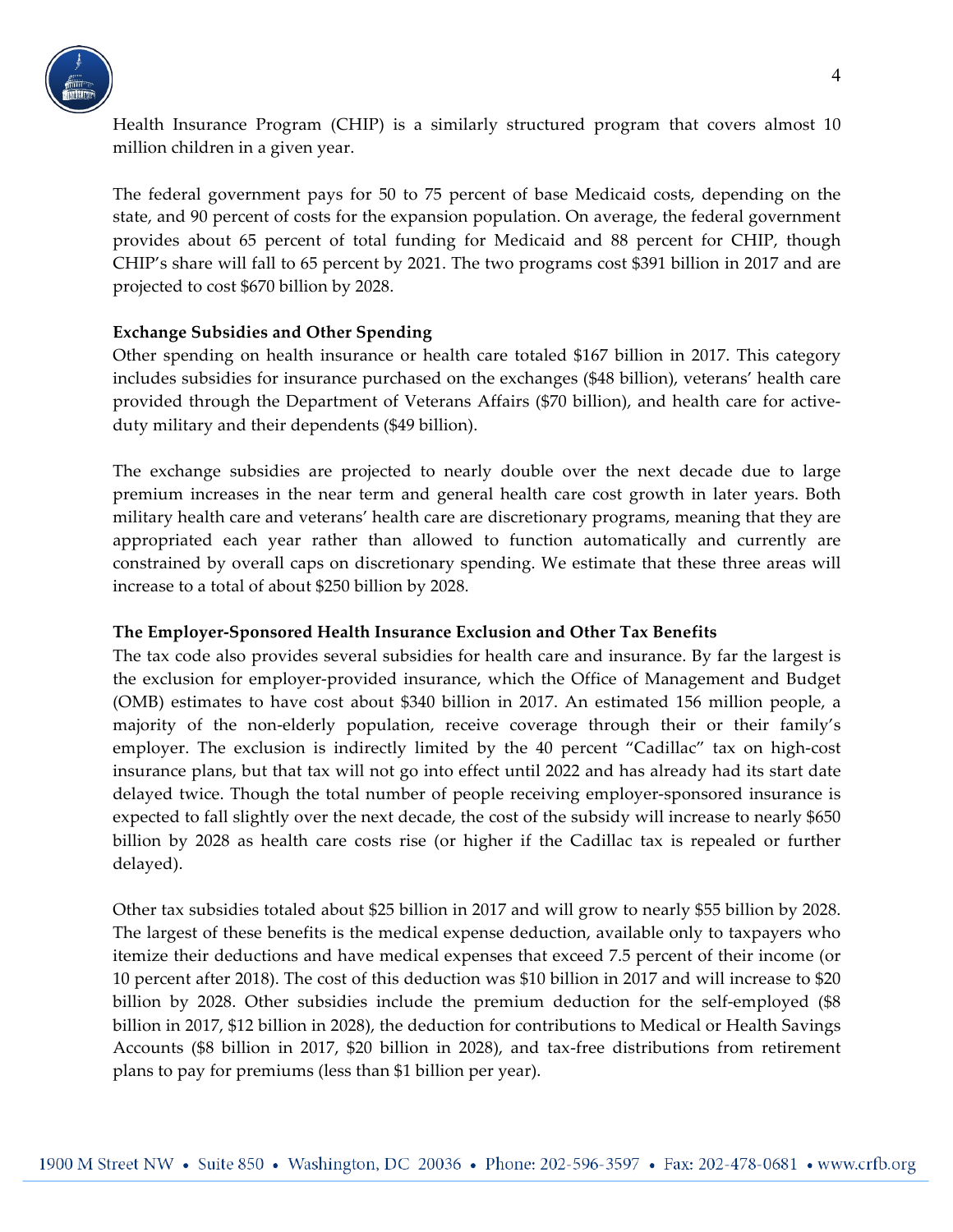Health Insurance Program (CHIP) is a similarly structured program that covers almost 10 million children in a given year.

The federal government pays for 50 to 75 percent of base Medicaid costs, depending on the state, and 90 percent of costs for the expansion population. On average, the federal government provides about 65 percent of total funding for Medicaid and 88 percent for CHIP, though CHIP's share will fall to 65 percent by 2021. The two programs cost $391 billion in 2017 and are projected to cost $670 billion by 2028.

**Exchange Subsidies and Other Spending**

Other spending on health insurance or health care totaled $167 billion in 2017. This category includes subsidies for insurance purchased on the exchanges ($48 billion), veterans' health care provided through the Department of Veterans Affairs ($70 billion), and health care for active-duty military and their dependents ($49 billion).

The exchange subsidies are projected to nearly double over the next decade due to large premium increases in the near term and general health care cost growth in later years. Both military health care and veterans' health care are discretionary programs, meaning that they are appropriated each year rather than allowed to function automatically and currently are constrained by overall caps on discretionary spending. We estimate that these three areas will increase to a total of about $250 billion by 2028.

**The Employer-Sponsored Health Insurance Exclusion and Other Tax Benefits**

The tax code also provides several subsidies for health care and insurance. By far the largest is the exclusion for employer-provided insurance, which the Office of Management and Budget (OMB) estimates to have cost about $340 billion in 2017. An estimated 156 million people, a majority of the non-elderly population, receive coverage through their or their family's employer. The exclusion is indirectly limited by the 40 percent "Cadillac" tax on high-cost insurance plans, but that tax will not go into effect until 2022 and has already had its start date delayed twice. Though the total number of people receiving employer-sponsored insurance is expected to fall slightly over the next decade, the cost of the subsidy will increase to nearly $650 billion by 2028 as health care costs rise (or higher if the Cadillac tax is repealed or further delayed).

Other tax subsidies totaled about $25 billion in 2017 and will grow to nearly $55 billion by 2028. The largest of these benefits is the medical expense deduction, available only to taxpayers who itemize their deductions and have medical expenses that exceed 7.5 percent of their income (or 10 percent after 2018). The cost of this deduction was $10 billion in 2017 and will increase to $20 billion by 2028. Other subsidies include the premium deduction for the self-employed ($8 billion in 2017, $12 billion in 2028), the deduction for contributions to Medical or Health Savings Accounts ($8 billion in 2017, $20 billion in 2028), and tax-free distributions from retirement plans to pay for premiums (less than $1 billion per year).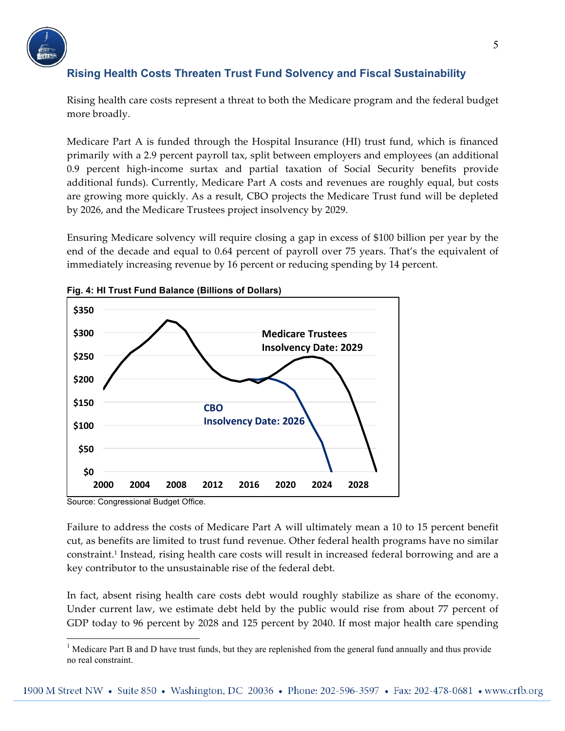## Rising Health Costs Threaten Trust Fund Solvency and Fiscal Sustainability

Rising health care costs represent a threat to both the Medicare program and the federal budget more broadly.

Medicare Part A is funded through the Hospital Insurance (HI) trust fund, which is financed primarily with a 2.9 percent payroll tax, split between employers and employees (an additional 0.9 percent high-income surtax and partial taxation of Social Security benefits provide additional funds). Currently, Medicare Part A costs and revenues are roughly equal, but costs are growing more quickly. As a result, CBO projects the Medicare Trust fund will be depleted by 2026, and the Medicare Trustees project insolvency by 2029.

Ensuring Medicare solvency will require closing a gap in excess of $100 billion per year by the end of the decade and equal to 0.64 percent of payroll over 75 years. That's the equivalent of immediately increasing revenue by 16 percent or reducing spending by 14 percent.

**Fig. 4: HI Trust Fund Balance (Billions of Dollars)**

Source: Congressional Budget Office.

Failure to address the costs of Medicare Part A will ultimately mean a 10 to 15 percent benefit cut, as benefits are limited to trust fund revenue. Other federal health programs have no similar constraint.[1] Instead, rising health care costs will result in increased federal borrowing and are a key contributor to the unsustainable rise of the federal debt.

In fact, absent rising health care costs debt would roughly stabilize as share of the economy. Under current law, we estimate debt held by the public would rise from about 77 percent of GDP today to 96 percent by 2028 and 125 percent by 2040. If most major health care spending

[1] Medicare Part B and D have trust funds, but they are replenished from the general fund annually and thus provide no real constraint.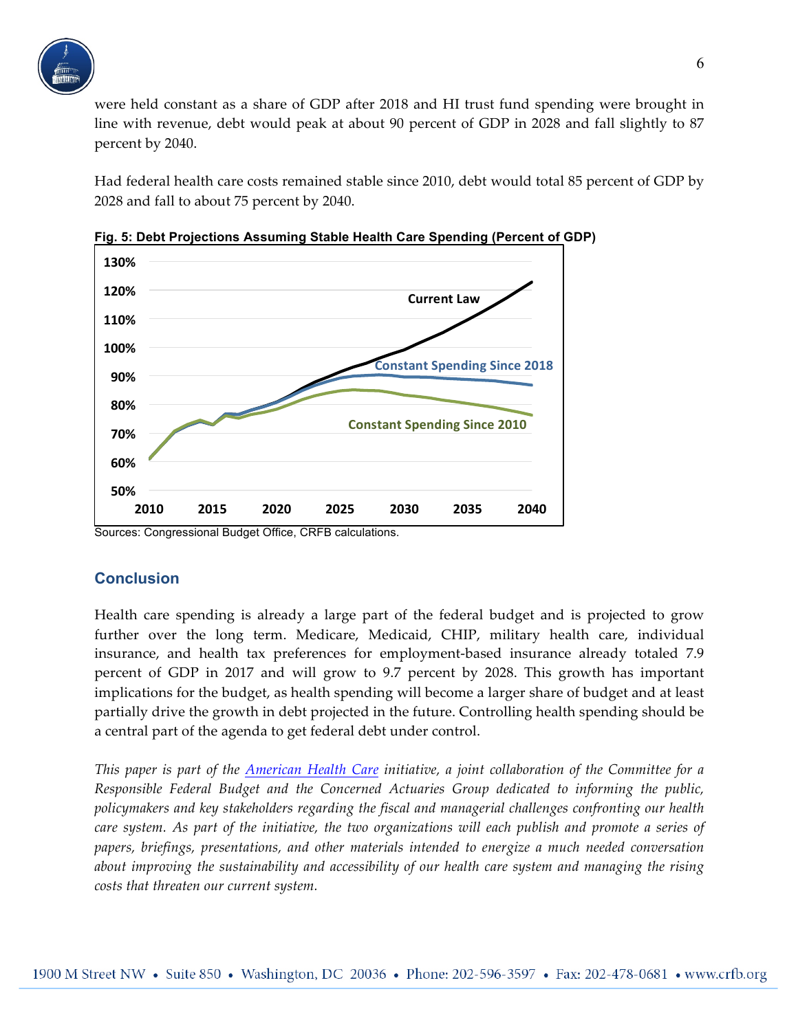were held constant as a share of GDP after 2018 and HI trust fund spending were brought in line with revenue, debt would peak at about 90 percent of GDP in 2028 and fall slightly to 87 percent by 2040.

Had federal health care costs remained stable since 2010, debt would total 85 percent of GDP by 2028 and fall to about 75 percent by 2040.

**Fig. 5: Debt Projections Assuming Stable Health Care Spending (Percent of GDP)**

130%
120%
110%
100%
90%
80%
70%
60%
50%

2010
2015
2020
2025
2030
2035
2040

Current Law
Constant Spending Since 2018
Constant Spending Since 2010

Sources: Congressional Budget Office, CRFB calculations.

## Conclusion

Health care spending is already a large part of the federal budget and is projected to grow further over the long term. Medicare, Medicaid, CHIP, military health care, individual insurance, and health tax preferences for employment-based insurance already totaled 7.9 percent of GDP in 2017 and will grow to 9.7 percent by 2028. This growth has important implications for the budget, as health spending will become a larger share of budget and at least partially drive the growth in debt projected in the future. Controlling health spending should be a central part of the agenda to get federal debt under control.

*This paper is part of the American Health Care initiative, a joint collaboration of the Committee for a Responsible Federal Budget and the Concerned Actuaries Group dedicated to informing the public, policymakers and key stakeholders regarding the fiscal and managerial challenges confronting our health care system. As part of the initiative, the two organizations will each publish and promote a series of papers, briefings, presentations, and other materials intended to energize a much needed conversation about improving the sustainability and accessibility of our health care system and managing the rising costs that threaten our current system.*